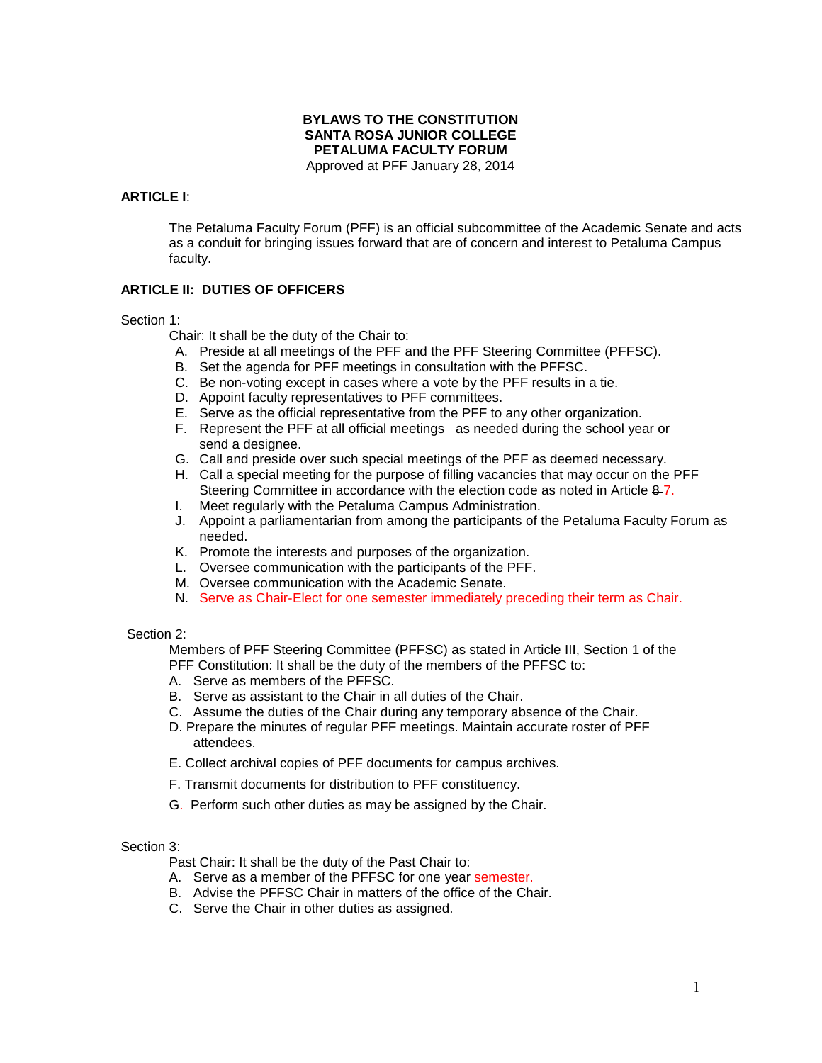**BYLAWS TO THE CONSTITUTION**
**SANTA ROSA JUNIOR COLLEGE**
**PETALUMA FACULTY FORUM**
Approved at PFF January 28, 2014

## ARTICLE I:

The Petaluma Faculty Forum (PFF) is an official subcommittee of the Academic Senate and acts as a conduit for bringing issues forward that are of concern and interest to Petaluma Campus faculty.

## ARTICLE II: DUTIES OF OFFICERS

Section 1:

Chair: It shall be the duty of the Chair to:

A. Preside at all meetings of the PFF and the PFF Steering Committee (PFFSC).
B. Set the agenda for PFF meetings in consultation with the PFFSC.
C. Be non-voting except in cases where a vote by the PFF results in a tie.
D. Appoint faculty representatives to PFF committees.
E. Serve as the official representative from the PFF to any other organization.
F. Represent the PFF at all official meetings as needed during the school year or send a designee.
G. Call and preside over such special meetings of the PFF as deemed necessary.
H. Call a special meeting for the purpose of filling vacancies that may occur on the PFF Steering Committee in accordance with the election code as noted in Article ~~8~~ 7.
I. Meet regularly with the Petaluma Campus Administration.
J. Appoint a parliamentarian from among the participants of the Petaluma Faculty Forum as needed.
K. Promote the interests and purposes of the organization.
L. Oversee communication with the participants of the PFF.
M. Oversee communication with the Academic Senate.
N. Serve as Chair-Elect for one semester immediately preceding their term as Chair.

Section 2:

Members of PFF Steering Committee (PFFSC) as stated in Article III, Section 1 of the PFF Constitution: It shall be the duty of the members of the PFFSC to:

A. Serve as members of the PFFSC.
B. Serve as assistant to the Chair in all duties of the Chair.
C. Assume the duties of the Chair during any temporary absence of the Chair.
D. Prepare the minutes of regular PFF meetings. Maintain accurate roster of PFF attendees.
E. Collect archival copies of PFF documents for campus archives.
F. Transmit documents for distribution to PFF constituency.
G. Perform such other duties as may be assigned by the Chair.

Section 3:

Past Chair: It shall be the duty of the Past Chair to:

A. Serve as a member of the PFFSC for one ~~year~~ semester.
B. Advise the PFFSC Chair in matters of the office of the Chair.
C. Serve the Chair in other duties as assigned.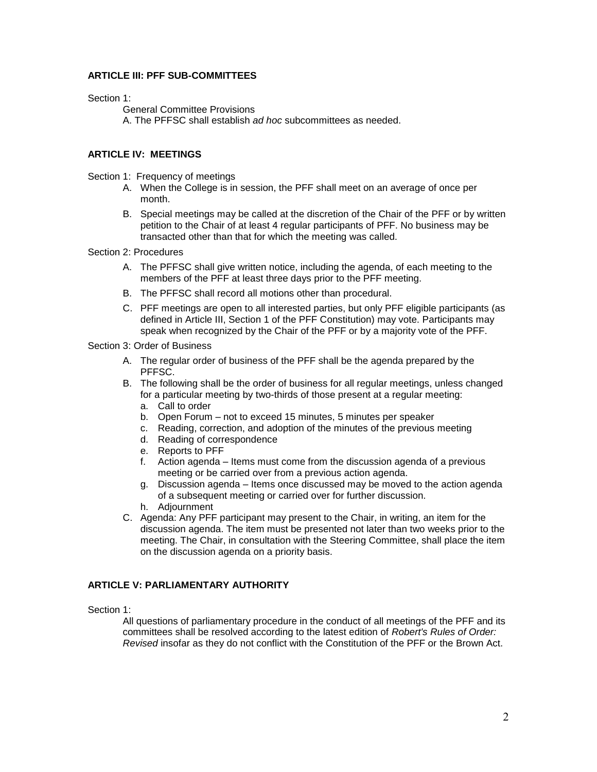**ARTICLE III: PFF SUB-COMMITTEES**

Section 1:

General Committee Provisions

A. The PFFSC shall establish *ad hoc* subcommittees as needed.

**ARTICLE IV: MEETINGS**

Section 1: Frequency of meetings

A. When the College is in session, the PFF shall meet on an average of once per month.

B. Special meetings may be called at the discretion of the Chair of the PFF or by written petition to the Chair of at least 4 regular participants of PFF. No business may be transacted other than that for which the meeting was called.

Section 2: Procedures

A. The PFFSC shall give written notice, including the agenda, of each meeting to the members of the PFF at least three days prior to the PFF meeting.

B. The PFFSC shall record all motions other than procedural.

C. PFF meetings are open to all interested parties, but only PFF eligible participants (as defined in Article III, Section 1 of the PFF Constitution) may vote. Participants may speak when recognized by the Chair of the PFF or by a majority vote of the PFF.

Section 3: Order of Business

A. The regular order of business of the PFF shall be the agenda prepared by the PFFSC.

B. The following shall be the order of business for all regular meetings, unless changed for a particular meeting by two-thirds of those present at a regular meeting:

a. Call to order
b. Open Forum – not to exceed 15 minutes, 5 minutes per speaker
c. Reading, correction, and adoption of the minutes of the previous meeting
d. Reading of correspondence
e. Reports to PFF
f. Action agenda – Items must come from the discussion agenda of a previous meeting or be carried over from a previous action agenda.
g. Discussion agenda – Items once discussed may be moved to the action agenda of a subsequent meeting or carried over for further discussion.
h. Adjournment

C. Agenda: Any PFF participant may present to the Chair, in writing, an item for the discussion agenda. The item must be presented not later than two weeks prior to the meeting. The Chair, in consultation with the Steering Committee, shall place the item on the discussion agenda on a priority basis.

**ARTICLE V: PARLIAMENTARY AUTHORITY**

Section 1:

All questions of parliamentary procedure in the conduct of all meetings of the PFF and its committees shall be resolved according to the latest edition of *Robert's Rules of Order: Revised* insofar as they do not conflict with the Constitution of the PFF or the Brown Act.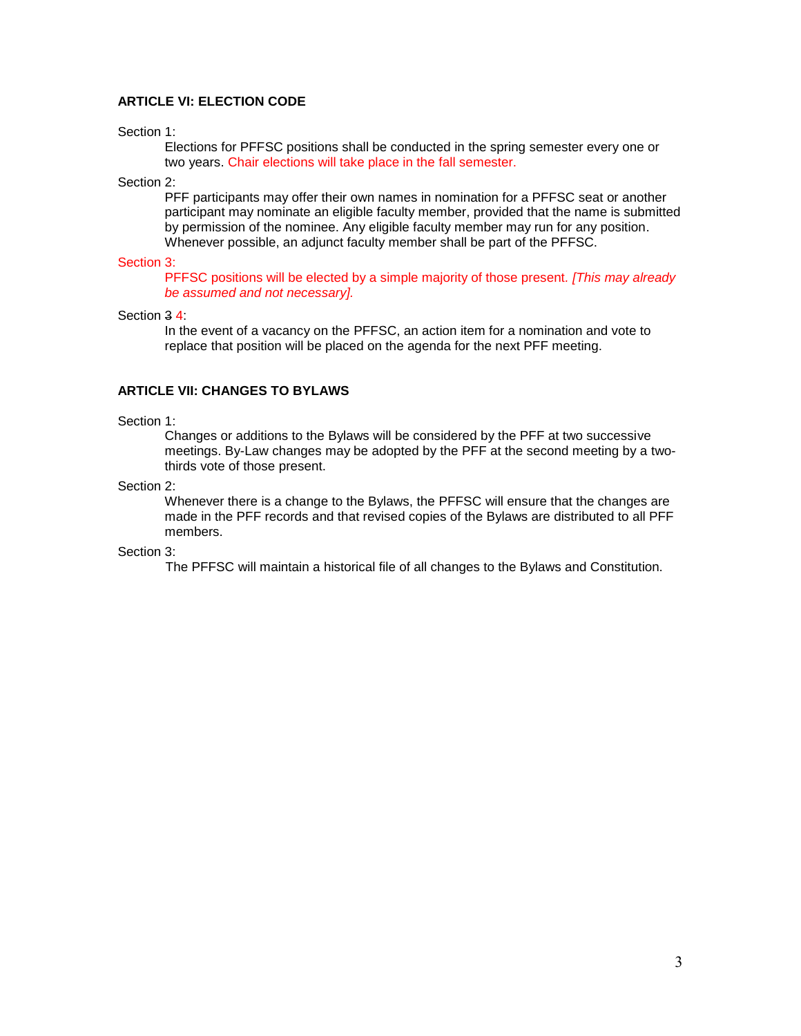**ARTICLE VI: ELECTION CODE**

Section 1:

Elections for PFFSC positions shall be conducted in the spring semester every one or two years. Chair elections will take place in the fall semester.

Section 2:

PFF participants may offer their own names in nomination for a PFFSC seat or another participant may nominate an eligible faculty member, provided that the name is submitted by permission of the nominee. Any eligible faculty member may run for any position. Whenever possible, an adjunct faculty member shall be part of the PFFSC.

Section 3:

PFFSC positions will be elected by a simple majority of those present. *[This may already be assumed and not necessary].*

Section ~~3~~ 4:

In the event of a vacancy on the PFFSC, an action item for a nomination and vote to replace that position will be placed on the agenda for the next PFF meeting.

**ARTICLE VII: CHANGES TO BYLAWS**

Section 1:

Changes or additions to the Bylaws will be considered by the PFF at two successive meetings. By-Law changes may be adopted by the PFF at the second meeting by a two-thirds vote of those present.

Section 2:

Whenever there is a change to the Bylaws, the PFFSC will ensure that the changes are made in the PFF records and that revised copies of the Bylaws are distributed to all PFF members.

Section 3:

The PFFSC will maintain a historical file of all changes to the Bylaws and Constitution.